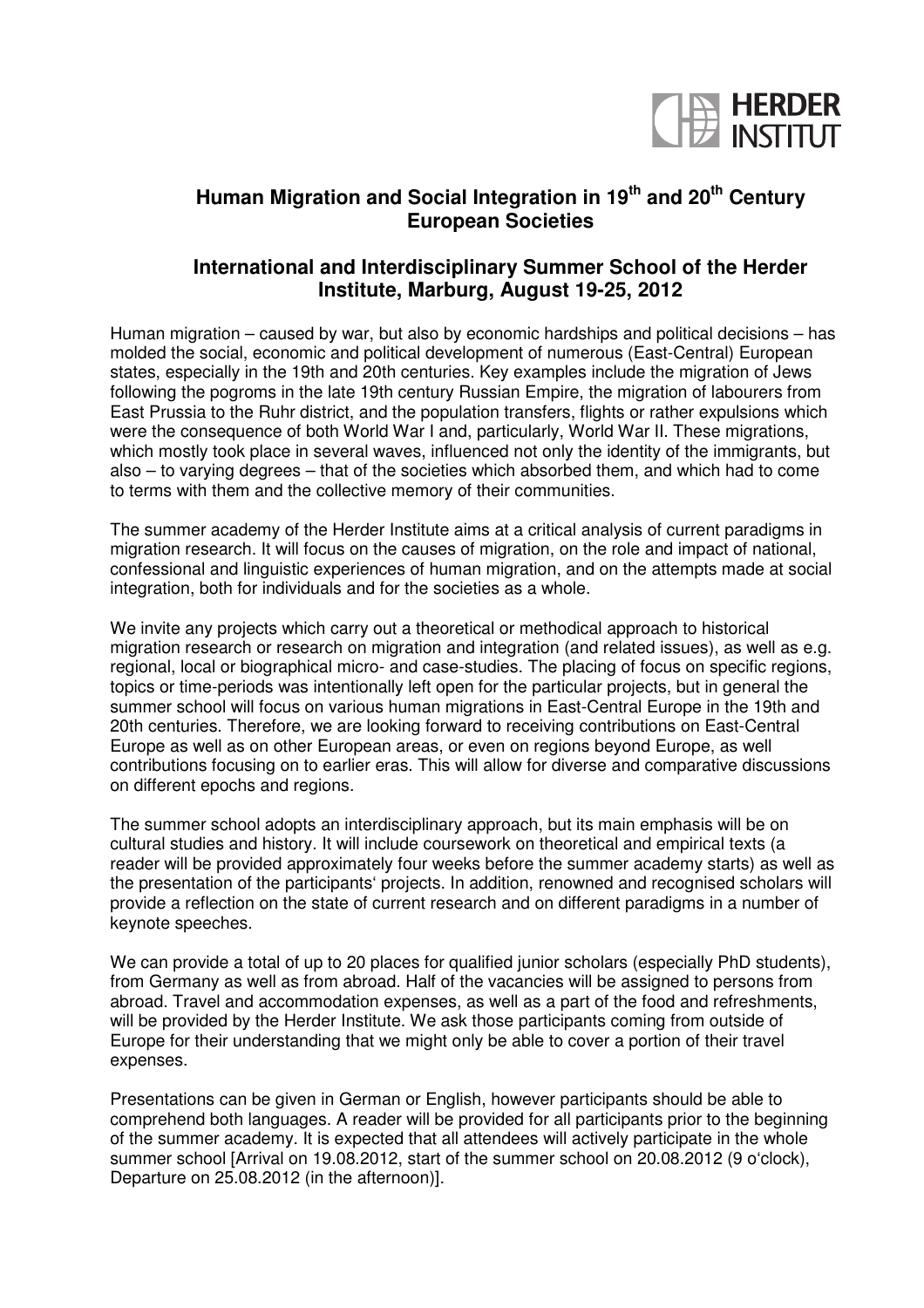HERDER INSTITUT

# Human Migration and Social Integration in 19th and 20th Century European Societies

## International and Interdisciplinary Summer School of the Herder Institute, Marburg, August 19-25, 2012

Human migration – caused by war, but also by economic hardships and political decisions – has molded the social, economic and political development of numerous (East-Central) European states, especially in the 19th and 20th centuries. Key examples include the migration of Jews following the pogroms in the late 19th century Russian Empire, the migration of labourers from East Prussia to the Ruhr district, and the population transfers, flights or rather expulsions which were the consequence of both World War I and, particularly, World War II. These migrations, which mostly took place in several waves, influenced not only the identity of the immigrants, but also – to varying degrees – that of the societies which absorbed them, and which had to come to terms with them and the collective memory of their communities.

The summer academy of the Herder Institute aims at a critical analysis of current paradigms in migration research. It will focus on the causes of migration, on the role and impact of national, confessional and linguistic experiences of human migration, and on the attempts made at social integration, both for individuals and for the societies as a whole.

We invite any projects which carry out a theoretical or methodical approach to historical migration research or research on migration and integration (and related issues), as well as e.g. regional, local or biographical micro- and case-studies. The placing of focus on specific regions, topics or time-periods was intentionally left open for the particular projects, but in general the summer school will focus on various human migrations in East-Central Europe in the 19th and 20th centuries. Therefore, we are looking forward to receiving contributions on East-Central Europe as well as on other European areas, or even on regions beyond Europe, as well contributions focusing on to earlier eras. This will allow for diverse and comparative discussions on different epochs and regions.

The summer school adopts an interdisciplinary approach, but its main emphasis will be on cultural studies and history. It will include coursework on theoretical and empirical texts (a reader will be provided approximately four weeks before the summer academy starts) as well as the presentation of the participants' projects. In addition, renowned and recognised scholars will provide a reflection on the state of current research and on different paradigms in a number of keynote speeches.

We can provide a total of up to 20 places for qualified junior scholars (especially PhD students), from Germany as well as from abroad. Half of the vacancies will be assigned to persons from abroad. Travel and accommodation expenses, as well as a part of the food and refreshments, will be provided by the Herder Institute. We ask those participants coming from outside of Europe for their understanding that we might only be able to cover a portion of their travel expenses.

Presentations can be given in German or English, however participants should be able to comprehend both languages. A reader will be provided for all participants prior to the beginning of the summer academy. It is expected that all attendees will actively participate in the whole summer school [Arrival on 19.08.2012, start of the summer school on 20.08.2012 (9 o'clock), Departure on 25.08.2012 (in the afternoon)].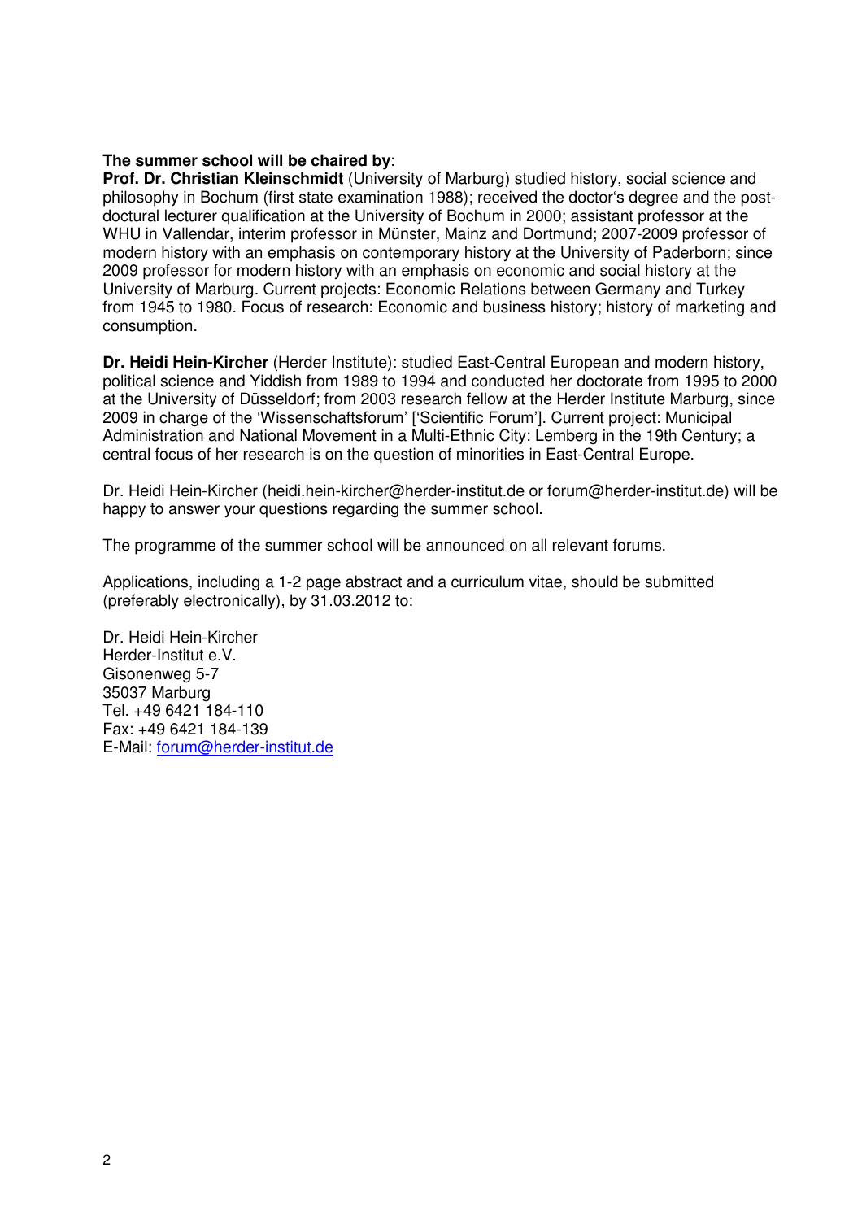**The summer school will be chaired by**:

**Prof. Dr. Christian Kleinschmidt** (University of Marburg) studied history, social science and philosophy in Bochum (first state examination 1988); received the doctor's degree and the post-doctural lecturer qualification at the University of Bochum in 2000; assistant professor at the WHU in Vallendar, interim professor in Münster, Mainz and Dortmund; 2007-2009 professor of modern history with an emphasis on contemporary history at the University of Paderborn; since 2009 professor for modern history with an emphasis on economic and social history at the University of Marburg. Current projects: Economic Relations between Germany and Turkey from 1945 to 1980. Focus of research: Economic and business history; history of marketing and consumption.

**Dr. Heidi Hein-Kircher** (Herder Institute): studied East-Central European and modern history, political science and Yiddish from 1989 to 1994 and conducted her doctorate from 1995 to 2000 at the University of Düsseldorf; from 2003 research fellow at the Herder Institute Marburg, since 2009 in charge of the 'Wissenschaftsforum' ['Scientific Forum']. Current project: Municipal Administration and National Movement in a Multi-Ethnic City: Lemberg in the 19th Century; a central focus of her research is on the question of minorities in East-Central Europe.

Dr. Heidi Hein-Kircher (heidi.hein-kircher@herder-institut.de or forum@herder-institut.de) will be happy to answer your questions regarding the summer school.

The programme of the summer school will be announced on all relevant forums.

Applications, including a 1-2 page abstract and a curriculum vitae, should be submitted (preferably electronically), by 31.03.2012 to:

Dr. Heidi Hein-Kircher
Herder-Institut e.V.
Gisonenweg 5-7
35037 Marburg
Tel. +49 6421 184-110
Fax: +49 6421 184-139
E-Mail: forum@herder-institut.de